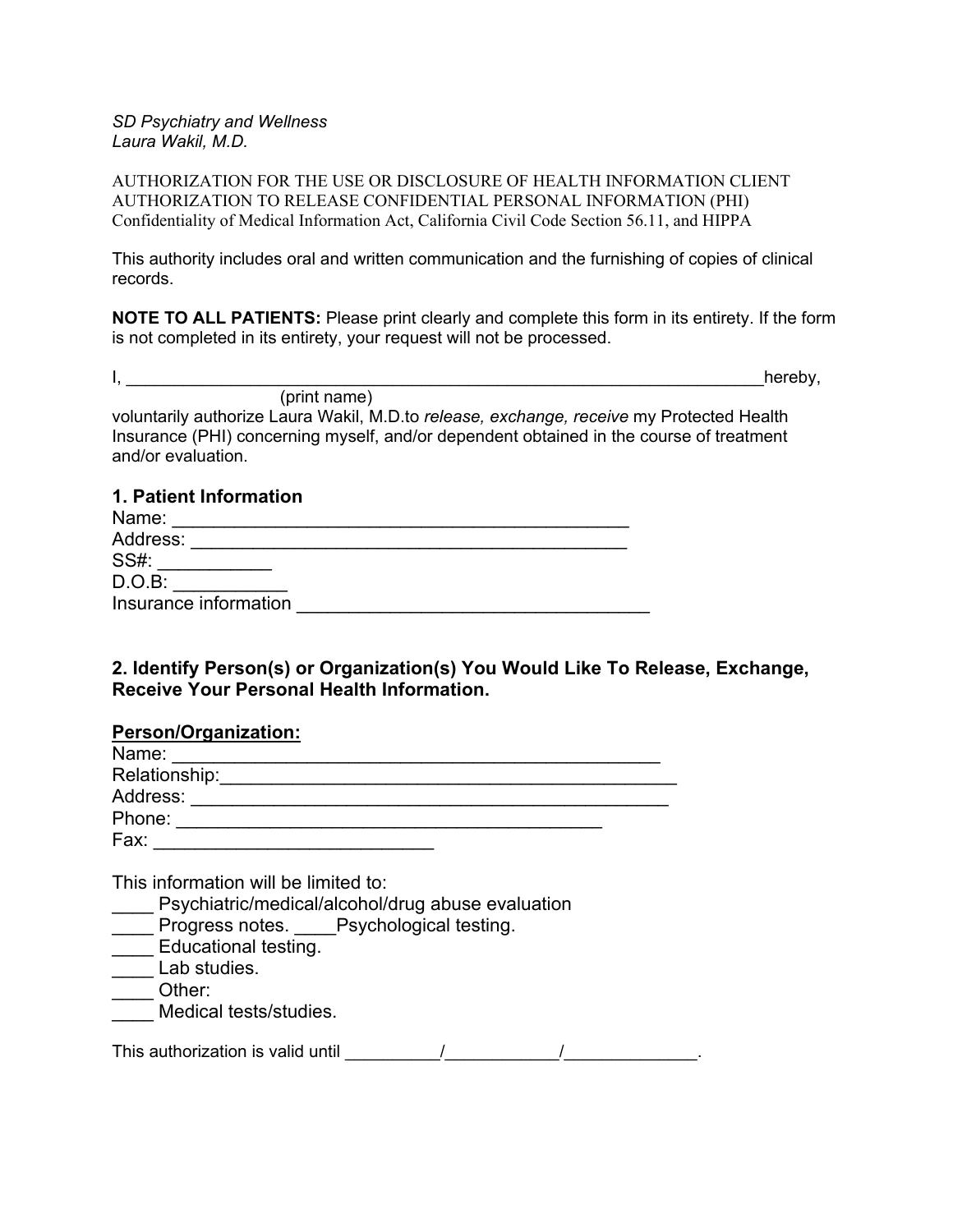*SD Psychiatry and Wellness*
*Laura Wakil, M.D.*

AUTHORIZATION FOR THE USE OR DISCLOSURE OF HEALTH INFORMATION CLIENT AUTHORIZATION TO RELEASE CONFIDENTIAL PERSONAL INFORMATION (PHI)
Confidentiality of Medical Information Act, California Civil Code Section 56.11, and HIPPA

This authority includes oral and written communication and the furnishing of copies of clinical records.

**NOTE TO ALL PATIENTS:** Please print clearly and complete this form in its entirety. If the form is not completed in its entirety, your request will not be processed.

I, ______________________________________________________________________hereby,
(print name)
voluntarily authorize Laura Wakil, M.D.to *release, exchange, receive* my Protected Health Insurance (PHI) concerning myself, and/or dependent obtained in the course of treatment and/or evaluation.

## 1. Patient Information

Name: ____________________________________________
Address: __________________________________________
SS#: ___________
D.O.B: ___________
Insurance information ___________________________________

## 2. Identify Person(s) or Organization(s) You Would Like To Release, Exchange, Receive Your Personal Health Information.

**Person/Organization:**

Name: _______________________________________________
Relationship:_____________________________________________
Address: ______________________________________________
Phone: _________________________________________
Fax: ___________________________

This information will be limited to:

____ Psychiatric/medical/alcohol/drug abuse evaluation
____ Progress notes. ____Psychological testing.
____ Educational testing.
____ Lab studies.
____ Other:
____ Medical tests/studies.

This authorization is valid until __________/____________/_____________.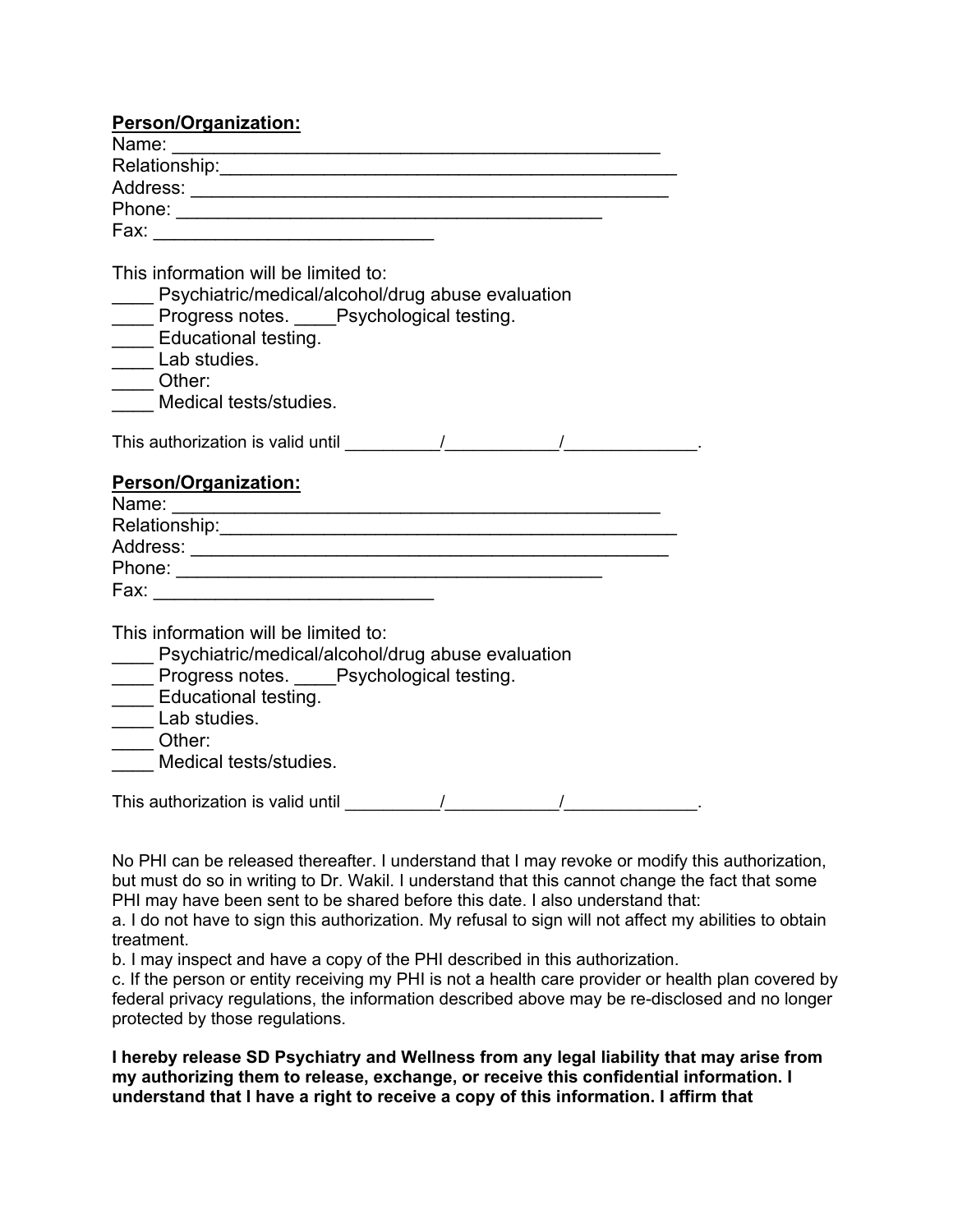**Person/Organization:**

Name: ________________________________________________

Relationship:____________________________________________

Address: ______________________________________________

Phone: ________________________________________

Fax: ___________________________

This information will be limited to:

____ Psychiatric/medical/alcohol/drug abuse evaluation

____ Progress notes. ____Psychological testing.

____ Educational testing.

____ Lab studies.

____ Other:

____ Medical tests/studies.

This authorization is valid until __________/____________/______________.

**Person/Organization:**

Name: ________________________________________________

Relationship:____________________________________________

Address: ______________________________________________

Phone: ________________________________________

Fax: ___________________________

This information will be limited to:

____ Psychiatric/medical/alcohol/drug abuse evaluation

____ Progress notes. ____Psychological testing.

____ Educational testing.

____ Lab studies.

____ Other:

____ Medical tests/studies.

This authorization is valid until __________/____________/______________.

No PHI can be released thereafter. I understand that I may revoke or modify this authorization, but must do so in writing to Dr. Wakil. I understand that this cannot change the fact that some PHI may have been sent to be shared before this date. I also understand that:

a. I do not have to sign this authorization. My refusal to sign will not affect my abilities to obtain treatment.

b. I may inspect and have a copy of the PHI described in this authorization.

c. If the person or entity receiving my PHI is not a health care provider or health plan covered by federal privacy regulations, the information described above may be re-disclosed and no longer protected by those regulations.

**I hereby release SD Psychiatry and Wellness from any legal liability that may arise from my authorizing them to release, exchange, or receive this confidential information. I understand that I have a right to receive a copy of this information. I affirm that**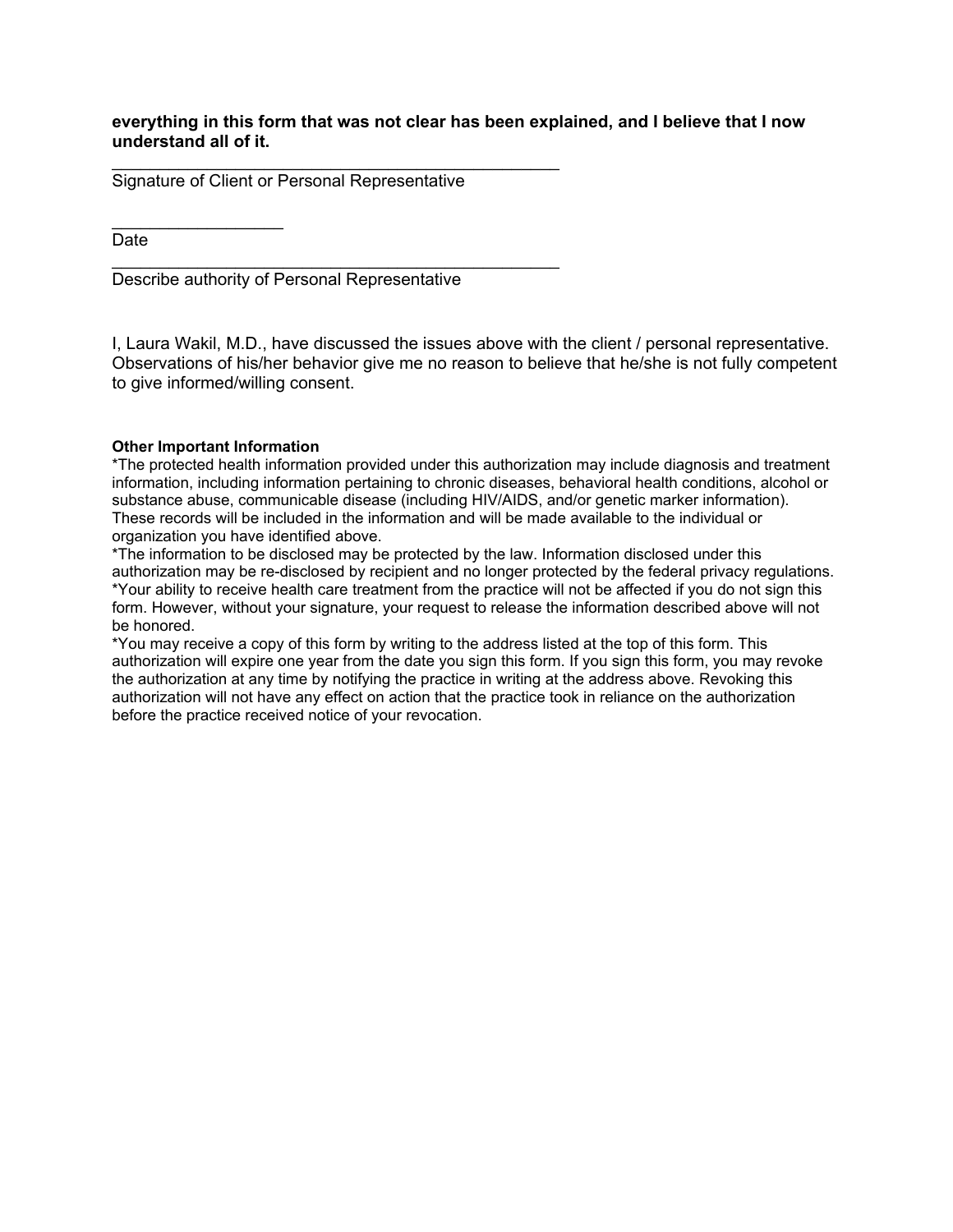**everything in this form that was not clear has been explained, and I believe that I now understand all of it.**

\_\_\_\_\_\_\_\_\_\_\_\_\_\_\_\_\_\_\_\_\_\_\_\_\_\_\_\_\_\_\_\_\_\_\_\_\_\_\_\_\_\_\_\_\_\_\_\_
Signature of Client or Personal Representative

\_\_\_\_\_\_\_\_\_\_\_\_\_\_\_\_\_\_\_
Date

\_\_\_\_\_\_\_\_\_\_\_\_\_\_\_\_\_\_\_\_\_\_\_\_\_\_\_\_\_\_\_\_\_\_\_\_\_\_\_\_\_\_\_\_\_\_\_\_
Describe authority of Personal Representative

I, Laura Wakil, M.D., have discussed the issues above with the client / personal representative. Observations of his/her behavior give me no reason to believe that he/she is not fully competent to give informed/willing consent.

**Other Important Information**

*The protected health information provided under this authorization may include diagnosis and treatment information, including information pertaining to chronic diseases, behavioral health conditions, alcohol or substance abuse, communicable disease (including HIV/AIDS, and/or genetic marker information). These records will be included in the information and will be made available to the individual or organization you have identified above.

*The information to be disclosed may be protected by the law. Information disclosed under this authorization may be re-disclosed by recipient and no longer protected by the federal privacy regulations.

*Your ability to receive health care treatment from the practice will not be affected if you do not sign this form. However, without your signature, your request to release the information described above will not be honored.

*You may receive a copy of this form by writing to the address listed at the top of this form. This authorization will expire one year from the date you sign this form. If you sign this form, you may revoke the authorization at any time by notifying the practice in writing at the address above. Revoking this authorization will not have any effect on action that the practice took in reliance on the authorization before the practice received notice of your revocation.